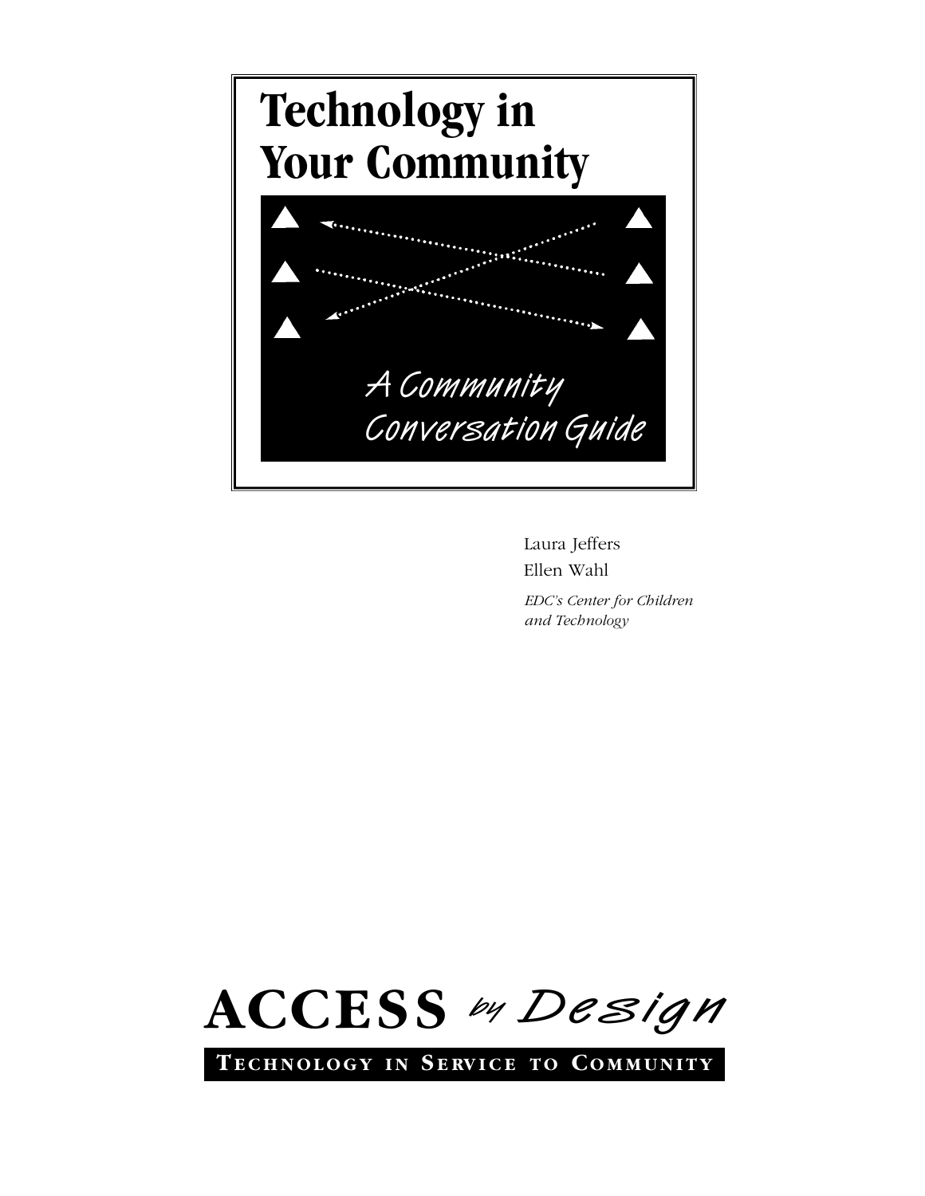# Technology in Your Community

*A Community Conversation Guide*

Laura Jeffers
Ellen Wahl
*EDC's Center for Children and Technology*

**ACCESS** *by Design*

**TECHNOLOGY IN SERVICE TO COMMUNITY**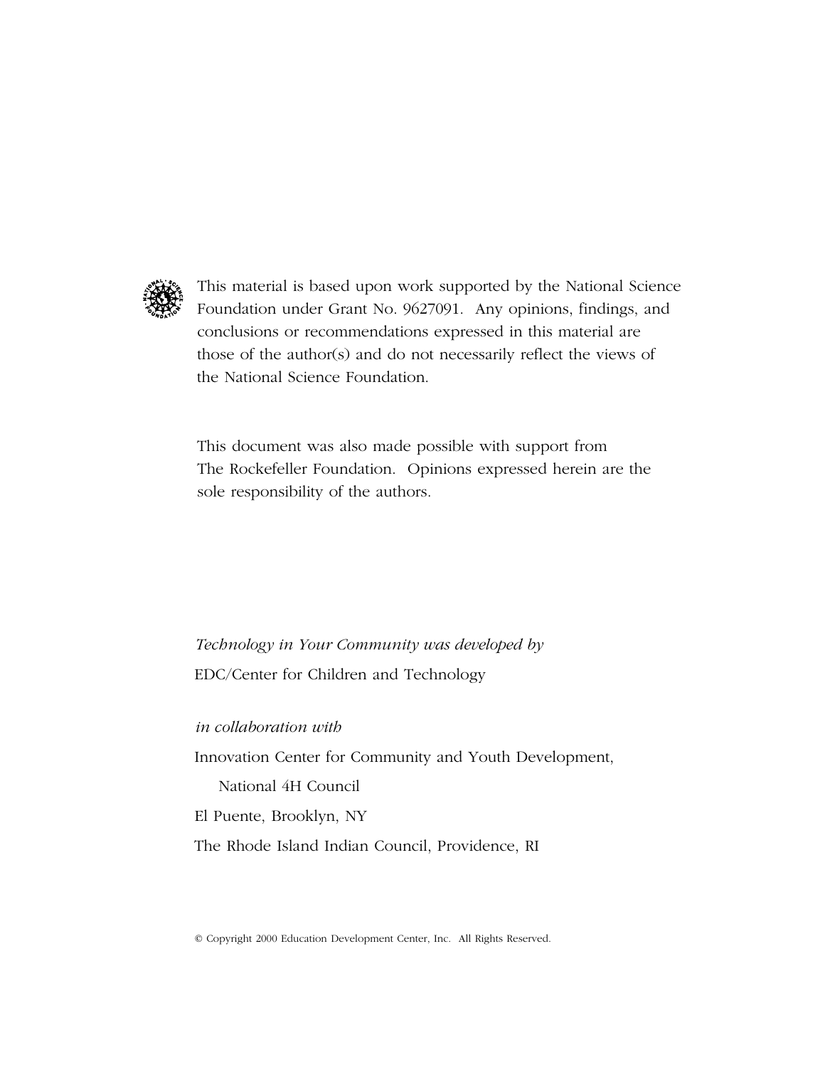This material is based upon work supported by the National Science Foundation under Grant No. 9627091. Any opinions, findings, and conclusions or recommendations expressed in this material are those of the author(s) and do not necessarily reflect the views of the National Science Foundation.

This document was also made possible with support from The Rockefeller Foundation. Opinions expressed herein are the sole responsibility of the authors.

*Technology in Your Community was developed by*

EDC/Center for Children and Technology

*in collaboration with*

Innovation Center for Community and Youth Development, National 4H Council

El Puente, Brooklyn, NY

The Rhode Island Indian Council, Providence, RI

© Copyright 2000 Education Development Center, Inc. All Rights Reserved.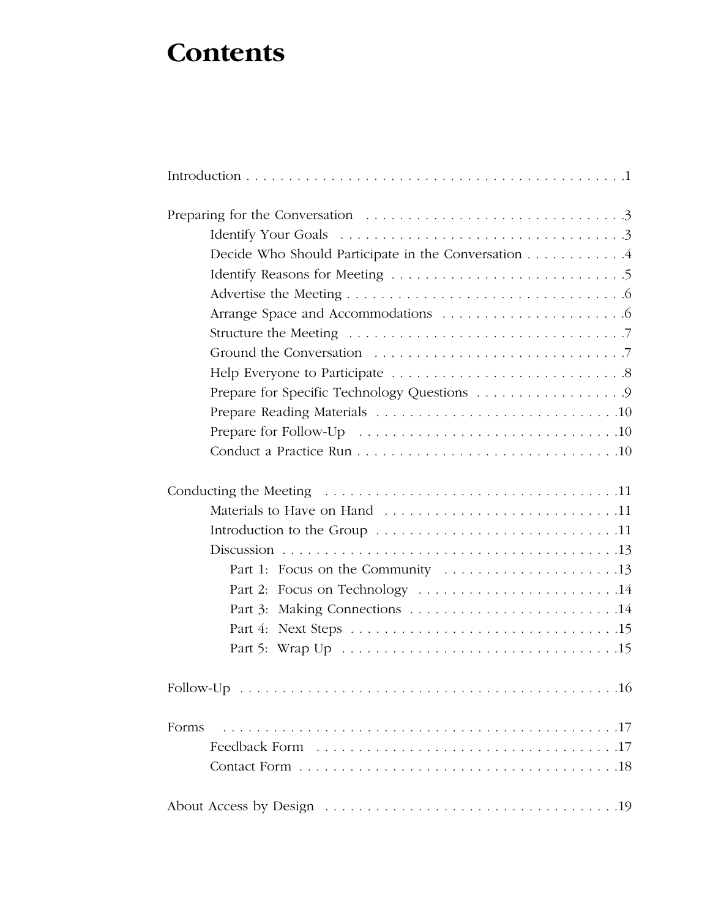# Contents

Introduction . . . . . . . . . . . . . . . . . . . . . . . . . . . . . . . . . . . . . . . . . . . . . 1

Preparing for the Conversation . . . . . . . . . . . . . . . . . . . . . . . . . . . . . . . 3

- Identify Your Goals . . . . . . . . . . . . . . . . . . . . . . . . . . . . . . . . . . 3
- Decide Who Should Participate in the Conversation . . . . . . . . . . . . 4
- Identify Reasons for Meeting . . . . . . . . . . . . . . . . . . . . . . . . . . . . 5
- Advertise the Meeting . . . . . . . . . . . . . . . . . . . . . . . . . . . . . . . . 6
- Arrange Space and Accommodations . . . . . . . . . . . . . . . . . . . . . . 6
- Structure the Meeting . . . . . . . . . . . . . . . . . . . . . . . . . . . . . . . . . 7
- Ground the Conversation . . . . . . . . . . . . . . . . . . . . . . . . . . . . . . 7
- Help Everyone to Participate . . . . . . . . . . . . . . . . . . . . . . . . . . . . 8
- Prepare for Specific Technology Questions . . . . . . . . . . . . . . . . . . 9
- Prepare Reading Materials . . . . . . . . . . . . . . . . . . . . . . . . . . . . . 10
- Prepare for Follow-Up . . . . . . . . . . . . . . . . . . . . . . . . . . . . . . . 10
- Conduct a Practice Run . . . . . . . . . . . . . . . . . . . . . . . . . . . . . . . 10

Conducting the Meeting . . . . . . . . . . . . . . . . . . . . . . . . . . . . . . . . . . . . 11

- Materials to Have on Hand . . . . . . . . . . . . . . . . . . . . . . . . . . . . 11
- Introduction to the Group . . . . . . . . . . . . . . . . . . . . . . . . . . . . . 11
- Discussion . . . . . . . . . . . . . . . . . . . . . . . . . . . . . . . . . . . . . . . . . 13
  - Part 1: Focus on the Community . . . . . . . . . . . . . . . . . . . . 13
  - Part 2: Focus on Technology . . . . . . . . . . . . . . . . . . . . . . . . 14
  - Part 3: Making Connections . . . . . . . . . . . . . . . . . . . . . . . . . 14
  - Part 4: Next Steps . . . . . . . . . . . . . . . . . . . . . . . . . . . . . . . . 15
  - Part 5: Wrap Up . . . . . . . . . . . . . . . . . . . . . . . . . . . . . . . . . 15

Follow-Up . . . . . . . . . . . . . . . . . . . . . . . . . . . . . . . . . . . . . . . . . . . . . . 16

Forms . . . . . . . . . . . . . . . . . . . . . . . . . . . . . . . . . . . . . . . . . . . . . . . . . 17

- Feedback Form . . . . . . . . . . . . . . . . . . . . . . . . . . . . . . . . . . . . . 17
- Contact Form . . . . . . . . . . . . . . . . . . . . . . . . . . . . . . . . . . . . . . . 18

About Access by Design . . . . . . . . . . . . . . . . . . . . . . . . . . . . . . . . . . . . 19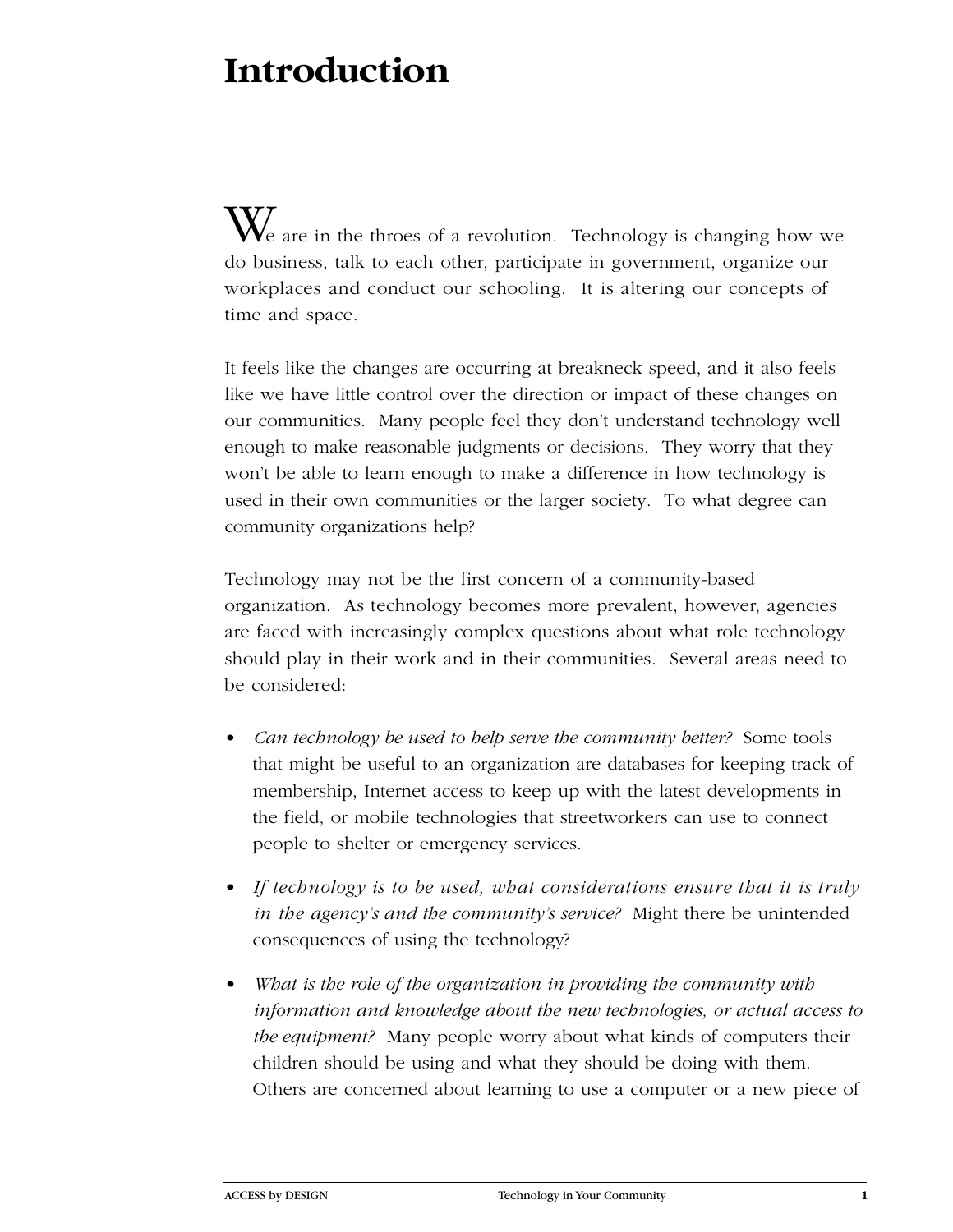# Introduction

We are in the throes of a revolution. Technology is changing how we do business, talk to each other, participate in government, organize our workplaces and conduct our schooling. It is altering our concepts of time and space.

It feels like the changes are occurring at breakneck speed, and it also feels like we have little control over the direction or impact of these changes on our communities. Many people feel they don't understand technology well enough to make reasonable judgments or decisions. They worry that they won't be able to learn enough to make a difference in how technology is used in their own communities or the larger society. To what degree can community organizations help?

Technology may not be the first concern of a community-based organization. As technology becomes more prevalent, however, agencies are faced with increasingly complex questions about what role technology should play in their work and in their communities. Several areas need to be considered:

- *Can technology be used to help serve the community better?* Some tools that might be useful to an organization are databases for keeping track of membership, Internet access to keep up with the latest developments in the field, or mobile technologies that streetworkers can use to connect people to shelter or emergency services.
- *If technology is to be used, what considerations ensure that it is truly in the agency's and the community's service?* Might there be unintended consequences of using the technology?
- *What is the role of the organization in providing the community with information and knowledge about the new technologies, or actual access to the equipment?* Many people worry about what kinds of computers their children should be using and what they should be doing with them. Others are concerned about learning to use a computer or a new piece of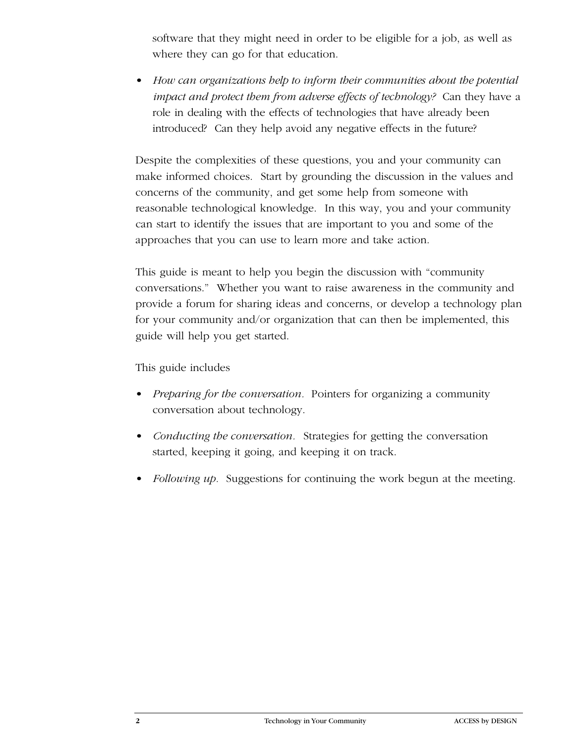software that they might need in order to be eligible for a job, as well as where they can go for that education.

- *How can organizations help to inform their communities about the potential impact and protect them from adverse effects of technology?* Can they have a role in dealing with the effects of technologies that have already been introduced? Can they help avoid any negative effects in the future?

Despite the complexities of these questions, you and your community can make informed choices. Start by grounding the discussion in the values and concerns of the community, and get some help from someone with reasonable technological knowledge. In this way, you and your community can start to identify the issues that are important to you and some of the approaches that you can use to learn more and take action.

This guide is meant to help you begin the discussion with "community conversations." Whether you want to raise awareness in the community and provide a forum for sharing ideas and concerns, or develop a technology plan for your community and/or organization that can then be implemented, this guide will help you get started.

This guide includes

- *Preparing for the conversation.* Pointers for organizing a community conversation about technology.
- *Conducting the conversation.* Strategies for getting the conversation started, keeping it going, and keeping it on track.
- *Following up.* Suggestions for continuing the work begun at the meeting.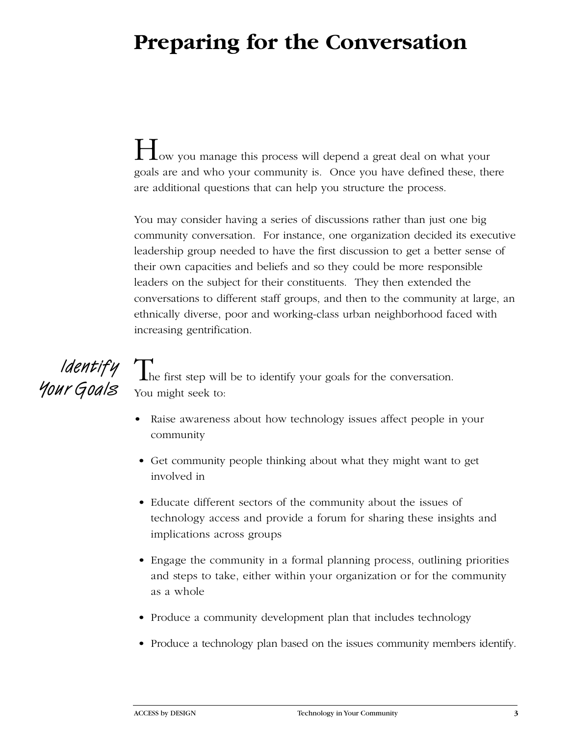# Preparing for the Conversation

How you manage this process will depend a great deal on what your goals are and who your community is. Once you have defined these, there are additional questions that can help you structure the process.

You may consider having a series of discussions rather than just one big community conversation. For instance, one organization decided its executive leadership group needed to have the first discussion to get a better sense of their own capacities and beliefs and so they could be more responsible leaders on the subject for their constituents. They then extended the conversations to different staff groups, and then to the community at large, an ethnically diverse, poor and working-class urban neighborhood faced with increasing gentrification.

## Identify Your Goals

The first step will be to identify your goals for the conversation. You might seek to:

- Raise awareness about how technology issues affect people in your community
- Get community people thinking about what they might want to get involved in
- Educate different sectors of the community about the issues of technology access and provide a forum for sharing these insights and implications across groups
- Engage the community in a formal planning process, outlining priorities and steps to take, either within your organization or for the community as a whole
- Produce a community development plan that includes technology
- Produce a technology plan based on the issues community members identify.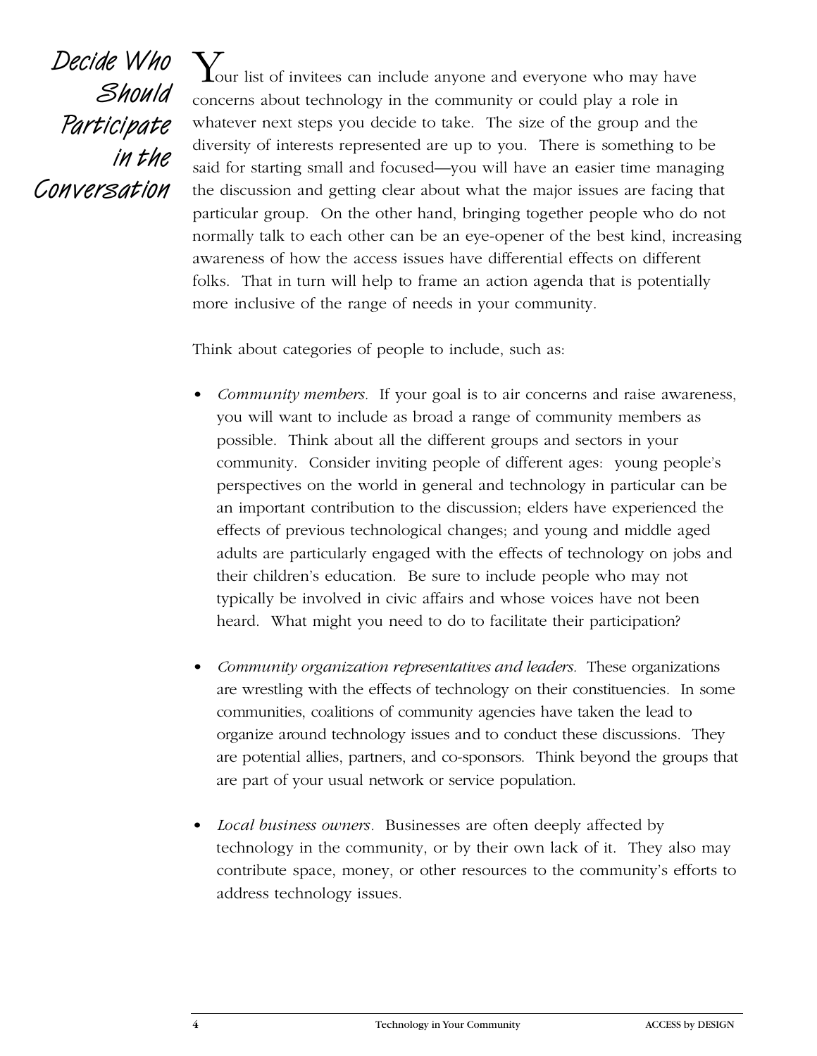## Decide Who Should Participate in the Conversation

Your list of invitees can include anyone and everyone who may have concerns about technology in the community or could play a role in whatever next steps you decide to take. The size of the group and the diversity of interests represented are up to you. There is something to be said for starting small and focused—you will have an easier time managing the discussion and getting clear about what the major issues are facing that particular group. On the other hand, bringing together people who do not normally talk to each other can be an eye-opener of the best kind, increasing awareness of how the access issues have differential effects on different folks. That in turn will help to frame an action agenda that is potentially more inclusive of the range of needs in your community.

Think about categories of people to include, such as:

- *Community members.* If your goal is to air concerns and raise awareness, you will want to include as broad a range of community members as possible. Think about all the different groups and sectors in your community. Consider inviting people of different ages: young people's perspectives on the world in general and technology in particular can be an important contribution to the discussion; elders have experienced the effects of previous technological changes; and young and middle aged adults are particularly engaged with the effects of technology on jobs and their children's education. Be sure to include people who may not typically be involved in civic affairs and whose voices have not been heard. What might you need to do to facilitate their participation?

- *Community organization representatives and leaders.* These organizations are wrestling with the effects of technology on their constituencies. In some communities, coalitions of community agencies have taken the lead to organize around technology issues and to conduct these discussions. They are potential allies, partners, and co-sponsors. Think beyond the groups that are part of your usual network or service population.

- *Local business owners.* Businesses are often deeply affected by technology in the community, or by their own lack of it. They also may contribute space, money, or other resources to the community's efforts to address technology issues.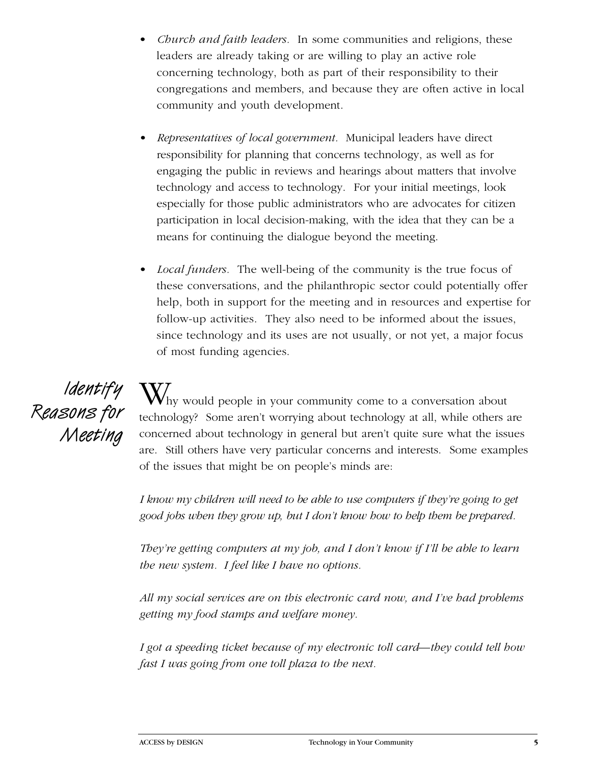- *Church and faith leaders.* In some communities and religions, these leaders are already taking or are willing to play an active role concerning technology, both as part of their responsibility to their congregations and members, and because they are often active in local community and youth development.

- *Representatives of local government.* Municipal leaders have direct responsibility for planning that concerns technology, as well as for engaging the public in reviews and hearings about matters that involve technology and access to technology. For your initial meetings, look especially for those public administrators who are advocates for citizen participation in local decision-making, with the idea that they can be a means for continuing the dialogue beyond the meeting.

- *Local funders.* The well-being of the community is the true focus of these conversations, and the philanthropic sector could potentially offer help, both in support for the meeting and in resources and expertise for follow-up activities. They also need to be informed about the issues, since technology and its uses are not usually, or not yet, a major focus of most funding agencies.

## Identify Reasons for Meeting

Why would people in your community come to a conversation about technology? Some aren't worrying about technology at all, while others are concerned about technology in general but aren't quite sure what the issues are. Still others have very particular concerns and interests. Some examples of the issues that might be on people's minds are:

*I know my children will need to be able to use computers if they're going to get good jobs when they grow up, but I don't know how to help them be prepared.*

*They're getting computers at my job, and I don't know if I'll be able to learn the new system. I feel like I have no options.*

*All my social services are on this electronic card now, and I've had problems getting my food stamps and welfare money.*

*I got a speeding ticket because of my electronic toll card—they could tell how fast I was going from one toll plaza to the next.*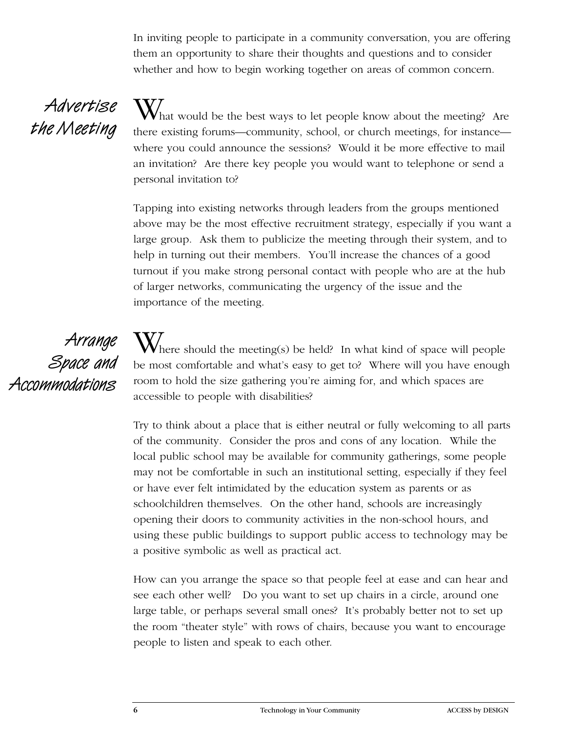In inviting people to participate in a community conversation, you are offering them an opportunity to share their thoughts and questions and to consider whether and how to begin working together on areas of common concern.

## Advertise the Meeting

What would be the best ways to let people know about the meeting? Are there existing forums—community, school, or church meetings, for instance—where you could announce the sessions? Would it be more effective to mail an invitation? Are there key people you would want to telephone or send a personal invitation to?

Tapping into existing networks through leaders from the groups mentioned above may be the most effective recruitment strategy, especially if you want a large group. Ask them to publicize the meeting through their system, and to help in turning out their members. You'll increase the chances of a good turnout if you make strong personal contact with people who are at the hub of larger networks, communicating the urgency of the issue and the importance of the meeting.

## Arrange Space and Accommodations

Where should the meeting(s) be held? In what kind of space will people be most comfortable and what's easy to get to? Where will you have enough room to hold the size gathering you're aiming for, and which spaces are accessible to people with disabilities?

Try to think about a place that is either neutral or fully welcoming to all parts of the community. Consider the pros and cons of any location. While the local public school may be available for community gatherings, some people may not be comfortable in such an institutional setting, especially if they feel or have ever felt intimidated by the education system as parents or as schoolchildren themselves. On the other hand, schools are increasingly opening their doors to community activities in the non-school hours, and using these public buildings to support public access to technology may be a positive symbolic as well as practical act.

How can you arrange the space so that people feel at ease and can hear and see each other well? Do you want to set up chairs in a circle, around one large table, or perhaps several small ones? It's probably better not to set up the room "theater style" with rows of chairs, because you want to encourage people to listen and speak to each other.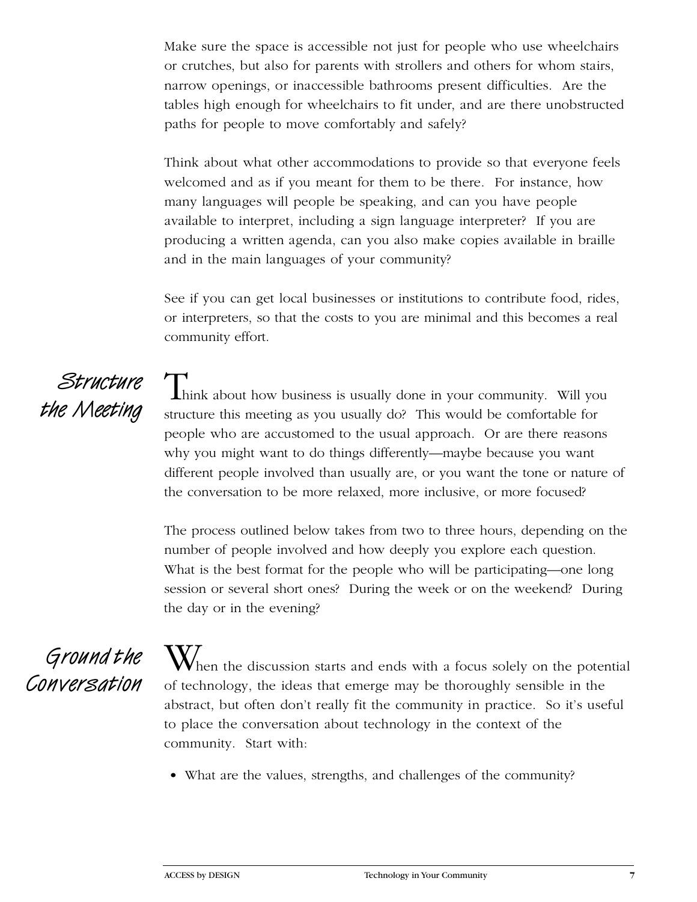Make sure the space is accessible not just for people who use wheelchairs or crutches, but also for parents with strollers and others for whom stairs, narrow openings, or inaccessible bathrooms present difficulties. Are the tables high enough for wheelchairs to fit under, and are there unobstructed paths for people to move comfortably and safely?

Think about what other accommodations to provide so that everyone feels welcomed and as if you meant for them to be there. For instance, how many languages will people be speaking, and can you have people available to interpret, including a sign language interpreter? If you are producing a written agenda, can you also make copies available in braille and in the main languages of your community?

See if you can get local businesses or institutions to contribute food, rides, or interpreters, so that the costs to you are minimal and this becomes a real community effort.

## Structure the Meeting

Think about how business is usually done in your community. Will you structure this meeting as you usually do? This would be comfortable for people who are accustomed to the usual approach. Or are there reasons why you might want to do things differently—maybe because you want different people involved than usually are, or you want the tone or nature of the conversation to be more relaxed, more inclusive, or more focused?

The process outlined below takes from two to three hours, depending on the number of people involved and how deeply you explore each question. What is the best format for the people who will be participating—one long session or several short ones? During the week or on the weekend? During the day or in the evening?

## Ground the Conversation

When the discussion starts and ends with a focus solely on the potential of technology, the ideas that emerge may be thoroughly sensible in the abstract, but often don't really fit the community in practice. So it's useful to place the conversation about technology in the context of the community. Start with:

- What are the values, strengths, and challenges of the community?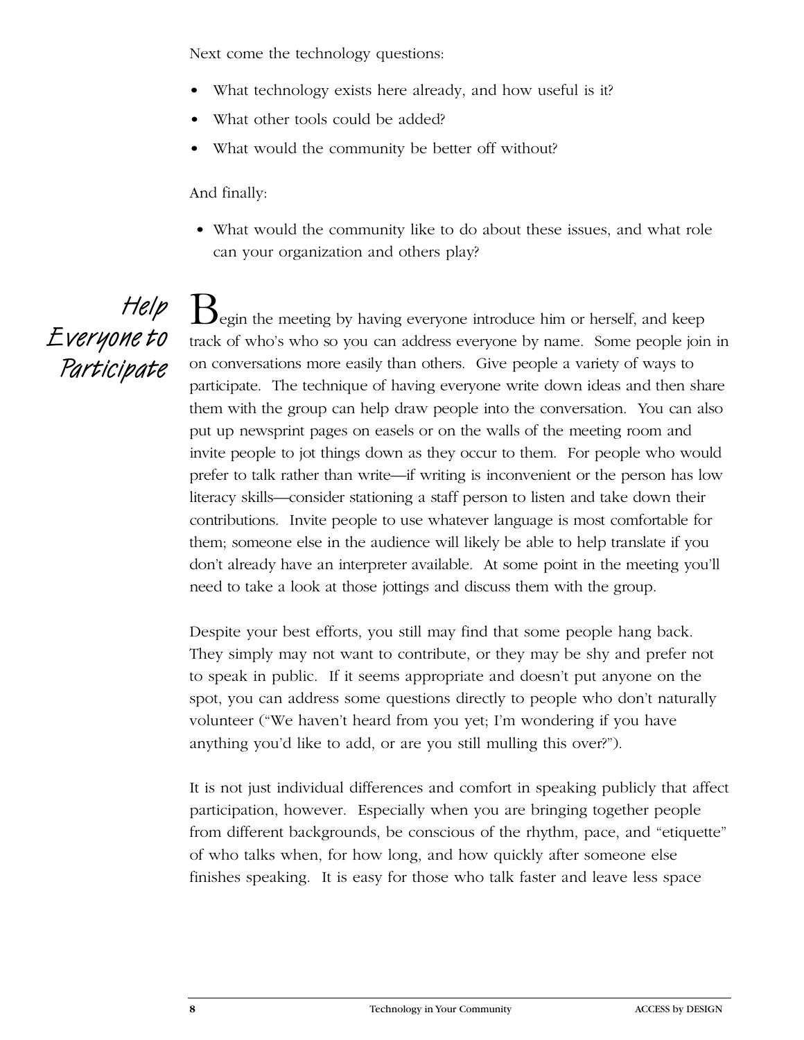Next come the technology questions:

- What technology exists here already, and how useful is it?
- What other tools could be added?
- What would the community be better off without?

And finally:

- What would the community like to do about these issues, and what role can your organization and others play?

## Help Everyone to Participate

Begin the meeting by having everyone introduce him or herself, and keep track of who's who so you can address everyone by name. Some people join in on conversations more easily than others. Give people a variety of ways to participate. The technique of having everyone write down ideas and then share them with the group can help draw people into the conversation. You can also put up newsprint pages on easels or on the walls of the meeting room and invite people to jot things down as they occur to them. For people who would prefer to talk rather than write—if writing is inconvenient or the person has low literacy skills—consider stationing a staff person to listen and take down their contributions. Invite people to use whatever language is most comfortable for them; someone else in the audience will likely be able to help translate if you don't already have an interpreter available. At some point in the meeting you'll need to take a look at those jottings and discuss them with the group.

Despite your best efforts, you still may find that some people hang back. They simply may not want to contribute, or they may be shy and prefer not to speak in public. If it seems appropriate and doesn't put anyone on the spot, you can address some questions directly to people who don't naturally volunteer ("We haven't heard from you yet; I'm wondering if you have anything you'd like to add, or are you still mulling this over?").

It is not just individual differences and comfort in speaking publicly that affect participation, however. Especially when you are bringing together people from different backgrounds, be conscious of the rhythm, pace, and "etiquette" of who talks when, for how long, and how quickly after someone else finishes speaking. It is easy for those who talk faster and leave less space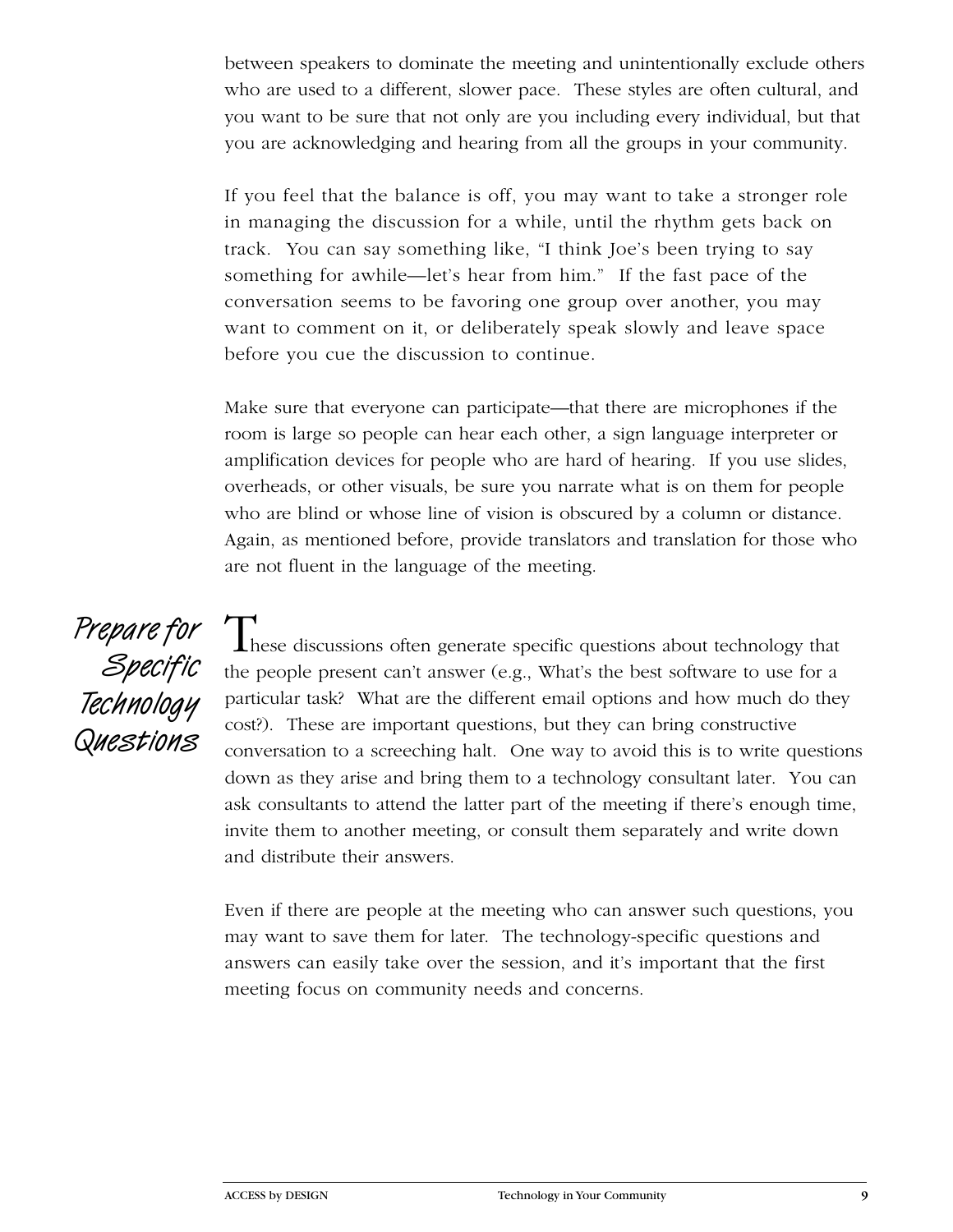between speakers to dominate the meeting and unintentionally exclude others who are used to a different, slower pace. These styles are often cultural, and you want to be sure that not only are you including every individual, but that you are acknowledging and hearing from all the groups in your community.

If you feel that the balance is off, you may want to take a stronger role in managing the discussion for a while, until the rhythm gets back on track. You can say something like, "I think Joe's been trying to say something for awhile—let's hear from him." If the fast pace of the conversation seems to be favoring one group over another, you may want to comment on it, or deliberately speak slowly and leave space before you cue the discussion to continue.

Make sure that everyone can participate—that there are microphones if the room is large so people can hear each other, a sign language interpreter or amplification devices for people who are hard of hearing. If you use slides, overheads, or other visuals, be sure you narrate what is on them for people who are blind or whose line of vision is obscured by a column or distance. Again, as mentioned before, provide translators and translation for those who are not fluent in the language of the meeting.

## Prepare for Specific Technology Questions

These discussions often generate specific questions about technology that the people present can't answer (e.g., What's the best software to use for a particular task? What are the different email options and how much do they cost?). These are important questions, but they can bring constructive conversation to a screeching halt. One way to avoid this is to write questions down as they arise and bring them to a technology consultant later. You can ask consultants to attend the latter part of the meeting if there's enough time, invite them to another meeting, or consult them separately and write down and distribute their answers.

Even if there are people at the meeting who can answer such questions, you may want to save them for later. The technology-specific questions and answers can easily take over the session, and it's important that the first meeting focus on community needs and concerns.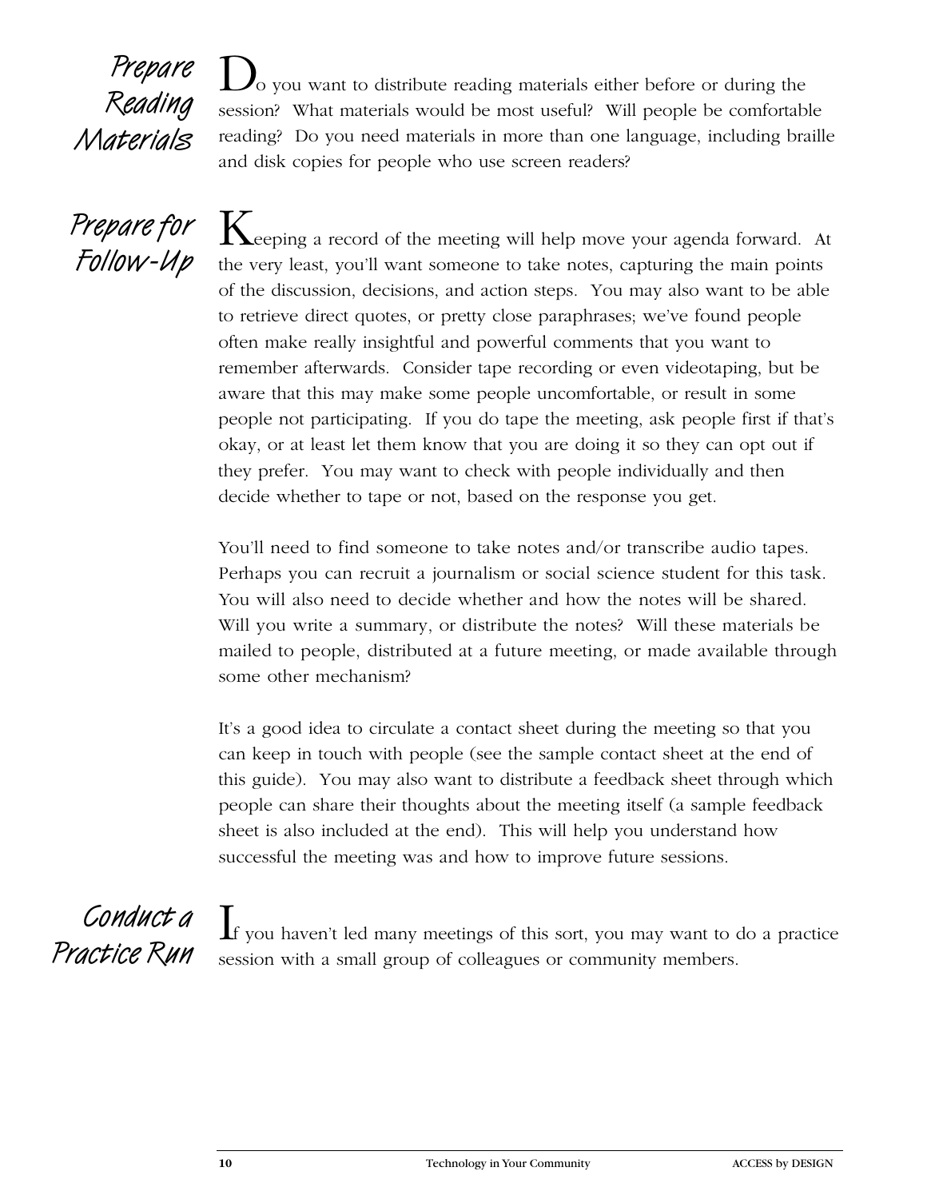## Prepare Reading Materials

Do you want to distribute reading materials either before or during the session? What materials would be most useful? Will people be comfortable reading? Do you need materials in more than one language, including braille and disk copies for people who use screen readers?

## Prepare for Follow-Up

Keeping a record of the meeting will help move your agenda forward. At the very least, you'll want someone to take notes, capturing the main points of the discussion, decisions, and action steps. You may also want to be able to retrieve direct quotes, or pretty close paraphrases; we've found people often make really insightful and powerful comments that you want to remember afterwards. Consider tape recording or even videotaping, but be aware that this may make some people uncomfortable, or result in some people not participating. If you do tape the meeting, ask people first if that's okay, or at least let them know that you are doing it so they can opt out if they prefer. You may want to check with people individually and then decide whether to tape or not, based on the response you get.

You'll need to find someone to take notes and/or transcribe audio tapes. Perhaps you can recruit a journalism or social science student for this task. You will also need to decide whether and how the notes will be shared. Will you write a summary, or distribute the notes? Will these materials be mailed to people, distributed at a future meeting, or made available through some other mechanism?

It's a good idea to circulate a contact sheet during the meeting so that you can keep in touch with people (see the sample contact sheet at the end of this guide). You may also want to distribute a feedback sheet through which people can share their thoughts about the meeting itself (a sample feedback sheet is also included at the end). This will help you understand how successful the meeting was and how to improve future sessions.

## Conduct a Practice Run

If you haven't led many meetings of this sort, you may want to do a practice session with a small group of colleagues or community members.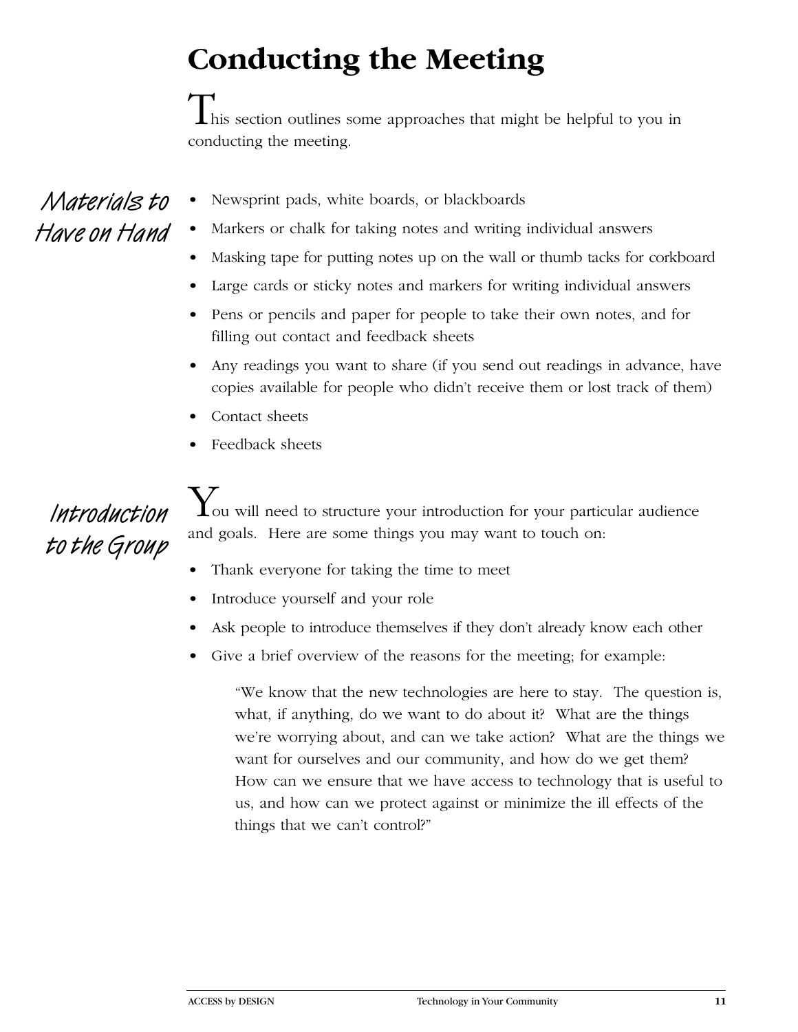# Conducting the Meeting

This section outlines some approaches that might be helpful to you in conducting the meeting.

## Materials to Have on Hand

- Newsprint pads, white boards, or blackboards
- Markers or chalk for taking notes and writing individual answers
- Masking tape for putting notes up on the wall or thumb tacks for corkboard
- Large cards or sticky notes and markers for writing individual answers
- Pens or pencils and paper for people to take their own notes, and for filling out contact and feedback sheets
- Any readings you want to share (if you send out readings in advance, have copies available for people who didn't receive them or lost track of them)
- Contact sheets
- Feedback sheets

## Introduction to the Group

You will need to structure your introduction for your particular audience and goals. Here are some things you may want to touch on:

- Thank everyone for taking the time to meet
- Introduce yourself and your role
- Ask people to introduce themselves if they don't already know each other
- Give a brief overview of the reasons for the meeting; for example:

> "We know that the new technologies are here to stay. The question is, what, if anything, do we want to do about it? What are the things we're worrying about, and can we take action? What are the things we want for ourselves and our community, and how do we get them? How can we ensure that we have access to technology that is useful to us, and how can we protect against or minimize the ill effects of the things that we can't control?"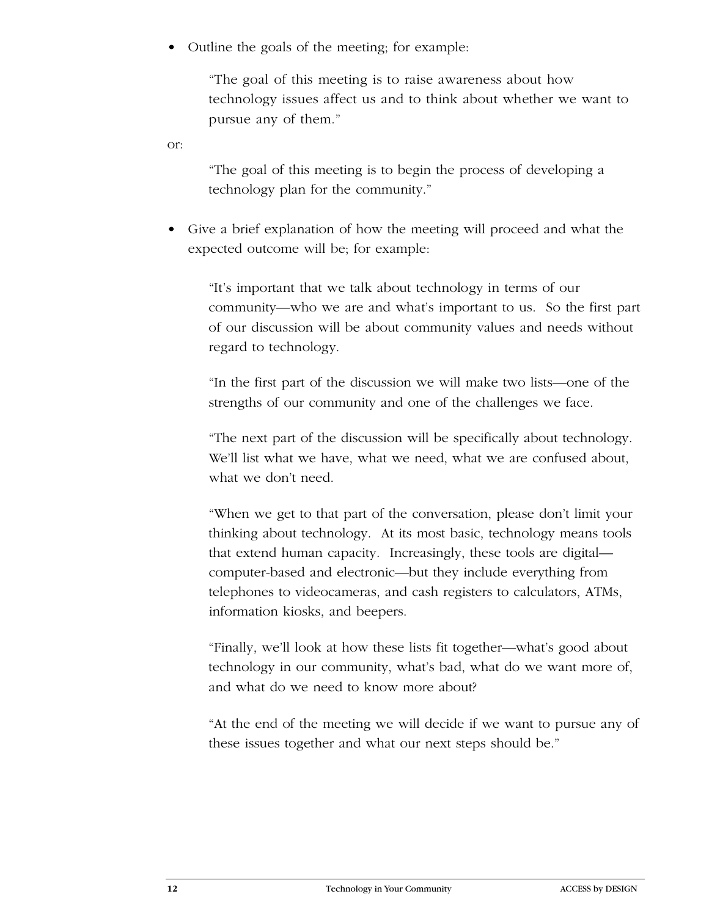- Outline the goals of the meeting; for example:

  > "The goal of this meeting is to raise awareness about how technology issues affect us and to think about whether we want to pursue any of them."

or:

  > "The goal of this meeting is to begin the process of developing a technology plan for the community."

- Give a brief explanation of how the meeting will proceed and what the expected outcome will be; for example:

  > "It's important that we talk about technology in terms of our community—who we are and what's important to us. So the first part of our discussion will be about community values and needs without regard to technology.
  >
  > "In the first part of the discussion we will make two lists—one of the strengths of our community and one of the challenges we face.
  >
  > "The next part of the discussion will be specifically about technology. We'll list what we have, what we need, what we are confused about, what we don't need.
  >
  > "When we get to that part of the conversation, please don't limit your thinking about technology. At its most basic, technology means tools that extend human capacity. Increasingly, these tools are digital—computer-based and electronic—but they include everything from telephones to videocameras, and cash registers to calculators, ATMs, information kiosks, and beepers.
  >
  > "Finally, we'll look at how these lists fit together—what's good about technology in our community, what's bad, what do we want more of, and what do we need to know more about?
  >
  > "At the end of the meeting we will decide if we want to pursue any of these issues together and what our next steps should be."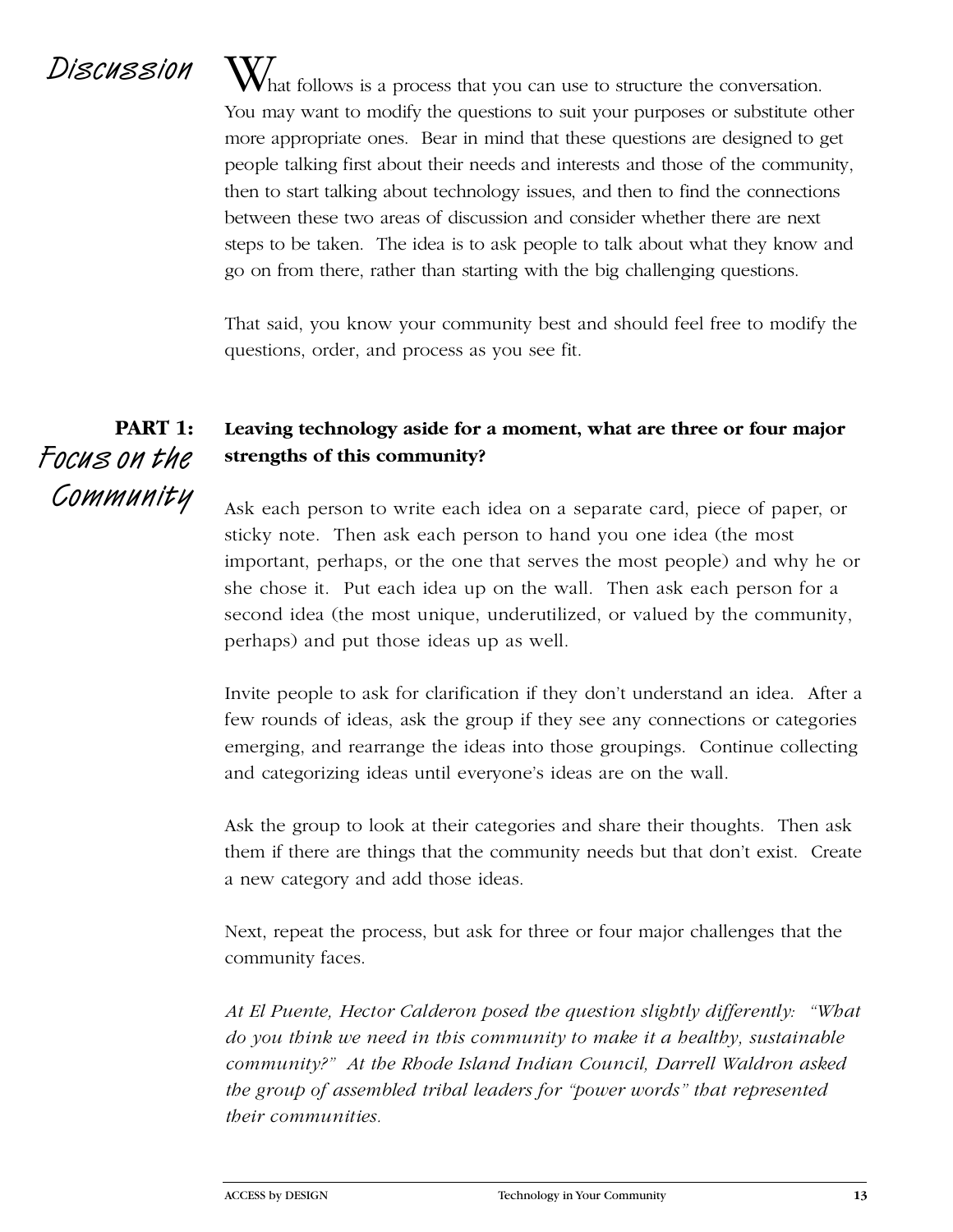## Discussion

What follows is a process that you can use to structure the conversation. You may want to modify the questions to suit your purposes or substitute other more appropriate ones. Bear in mind that these questions are designed to get people talking first about their needs and interests and those of the community, then to start talking about technology issues, and then to find the connections between these two areas of discussion and consider whether there are next steps to be taken. The idea is to ask people to talk about what they know and go on from there, rather than starting with the big challenging questions.

That said, you know your community best and should feel free to modify the questions, order, and process as you see fit.

### PART 1: Focus on the Community

**Leaving technology aside for a moment, what are three or four major strengths of this community?**

Ask each person to write each idea on a separate card, piece of paper, or sticky note. Then ask each person to hand you one idea (the most important, perhaps, or the one that serves the most people) and why he or she chose it. Put each idea up on the wall. Then ask each person for a second idea (the most unique, underutilized, or valued by the community, perhaps) and put those ideas up as well.

Invite people to ask for clarification if they don't understand an idea. After a few rounds of ideas, ask the group if they see any connections or categories emerging, and rearrange the ideas into those groupings. Continue collecting and categorizing ideas until everyone's ideas are on the wall.

Ask the group to look at their categories and share their thoughts. Then ask them if there are things that the community needs but that don't exist. Create a new category and add those ideas.

Next, repeat the process, but ask for three or four major challenges that the community faces.

*At El Puente, Hector Calderon posed the question slightly differently: "What do you think we need in this community to make it a healthy, sustainable community?" At the Rhode Island Indian Council, Darrell Waldron asked the group of assembled tribal leaders for "power words" that represented their communities.*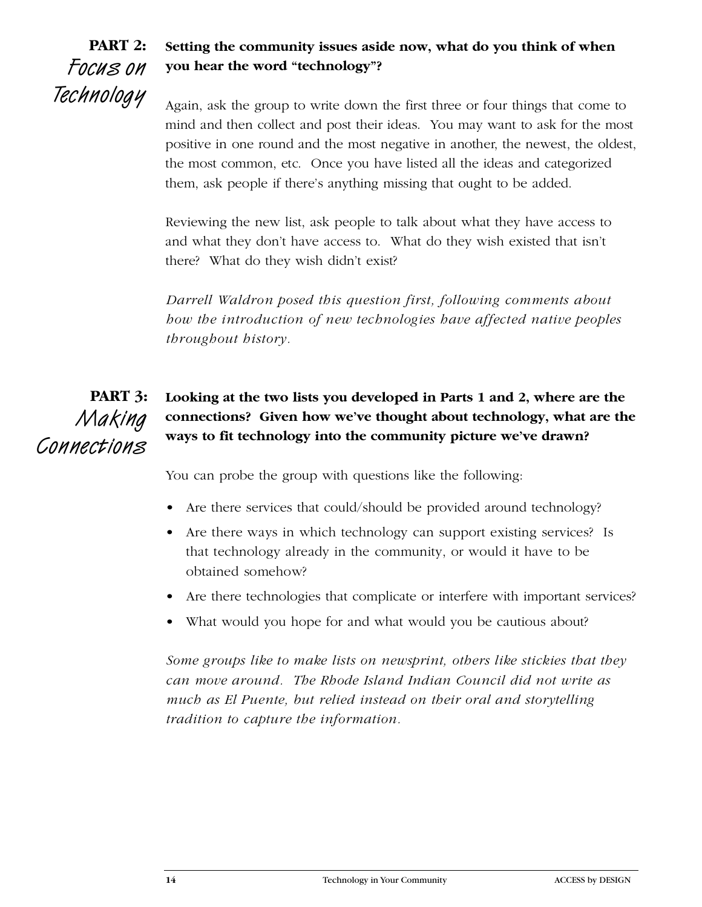## PART 2: Focus on Technology

**Setting the community issues aside now, what do you think of when you hear the word "technology"?**

Again, ask the group to write down the first three or four things that come to mind and then collect and post their ideas. You may want to ask for the most positive in one round and the most negative in another, the newest, the oldest, the most common, etc. Once you have listed all the ideas and categorized them, ask people if there's anything missing that ought to be added.

Reviewing the new list, ask people to talk about what they have access to and what they don't have access to. What do they wish existed that isn't there? What do they wish didn't exist?

*Darrell Waldron posed this question first, following comments about how the introduction of new technologies have affected native peoples throughout history.*

## PART 3: Making Connections

**Looking at the two lists you developed in Parts 1 and 2, where are the connections? Given how we've thought about technology, what are the ways to fit technology into the community picture we've drawn?**

You can probe the group with questions like the following:

- Are there services that could/should be provided around technology?
- Are there ways in which technology can support existing services? Is that technology already in the community, or would it have to be obtained somehow?
- Are there technologies that complicate or interfere with important services?
- What would you hope for and what would you be cautious about?

*Some groups like to make lists on newsprint, others like stickies that they can move around. The Rhode Island Indian Council did not write as much as El Puente, but relied instead on their oral and storytelling tradition to capture the information.*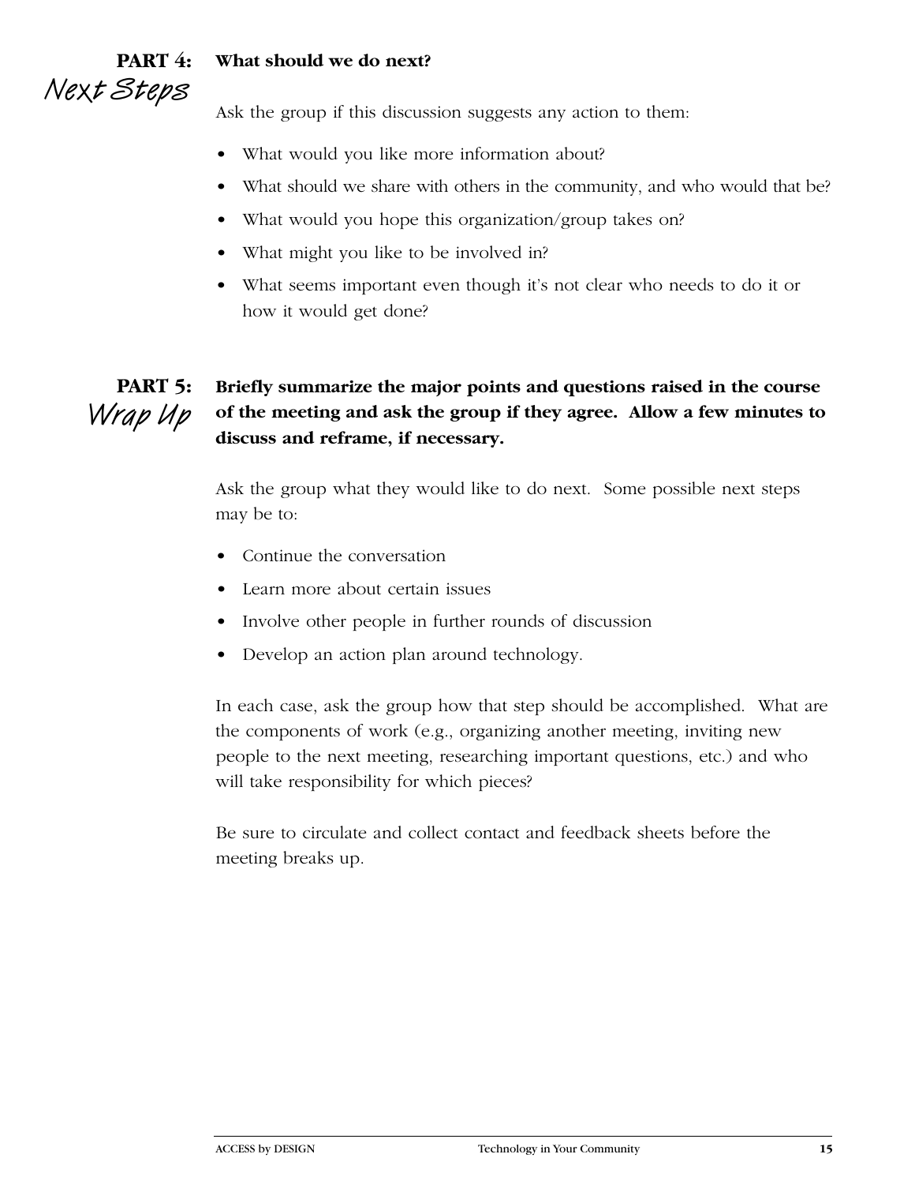## PART 4: *Next Steps*

**What should we do next?**

Ask the group if this discussion suggests any action to them:

- What would you like more information about?
- What should we share with others in the community, and who would that be?
- What would you hope this organization/group takes on?
- What might you like to be involved in?
- What seems important even though it's not clear who needs to do it or how it would get done?

## PART 5: *Wrap Up*

**Briefly summarize the major points and questions raised in the course of the meeting and ask the group if they agree. Allow a few minutes to discuss and reframe, if necessary.**

Ask the group what they would like to do next. Some possible next steps may be to:

- Continue the conversation
- Learn more about certain issues
- Involve other people in further rounds of discussion
- Develop an action plan around technology.

In each case, ask the group how that step should be accomplished. What are the components of work (e.g., organizing another meeting, inviting new people to the next meeting, researching important questions, etc.) and who will take responsibility for which pieces?

Be sure to circulate and collect contact and feedback sheets before the meeting breaks up.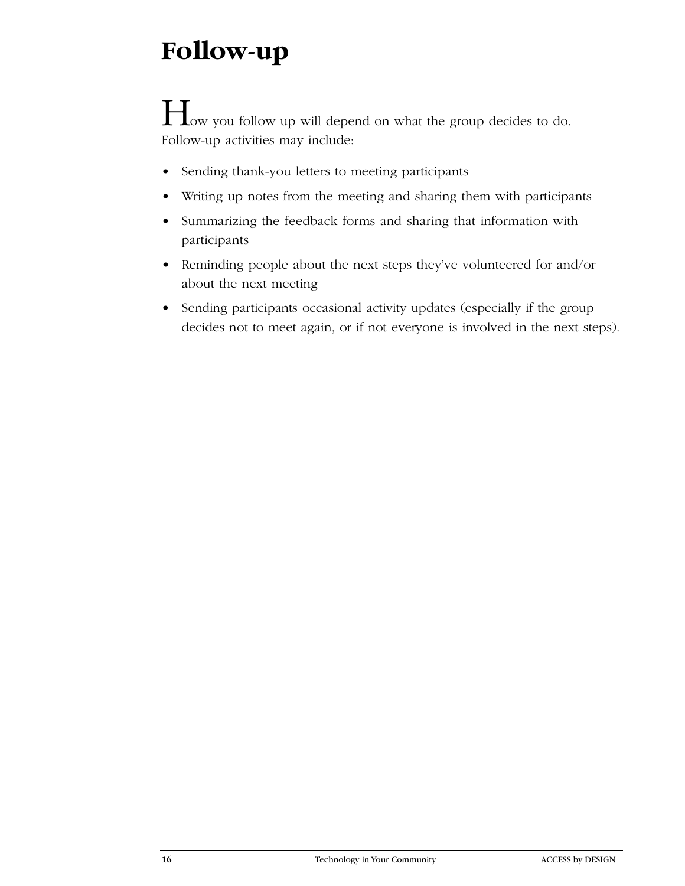# Follow-up

How you follow up will depend on what the group decides to do. Follow-up activities may include:

- Sending thank-you letters to meeting participants
- Writing up notes from the meeting and sharing them with participants
- Summarizing the feedback forms and sharing that information with participants
- Reminding people about the next steps they've volunteered for and/or about the next meeting
- Sending participants occasional activity updates (especially if the group decides not to meet again, or if not everyone is involved in the next steps).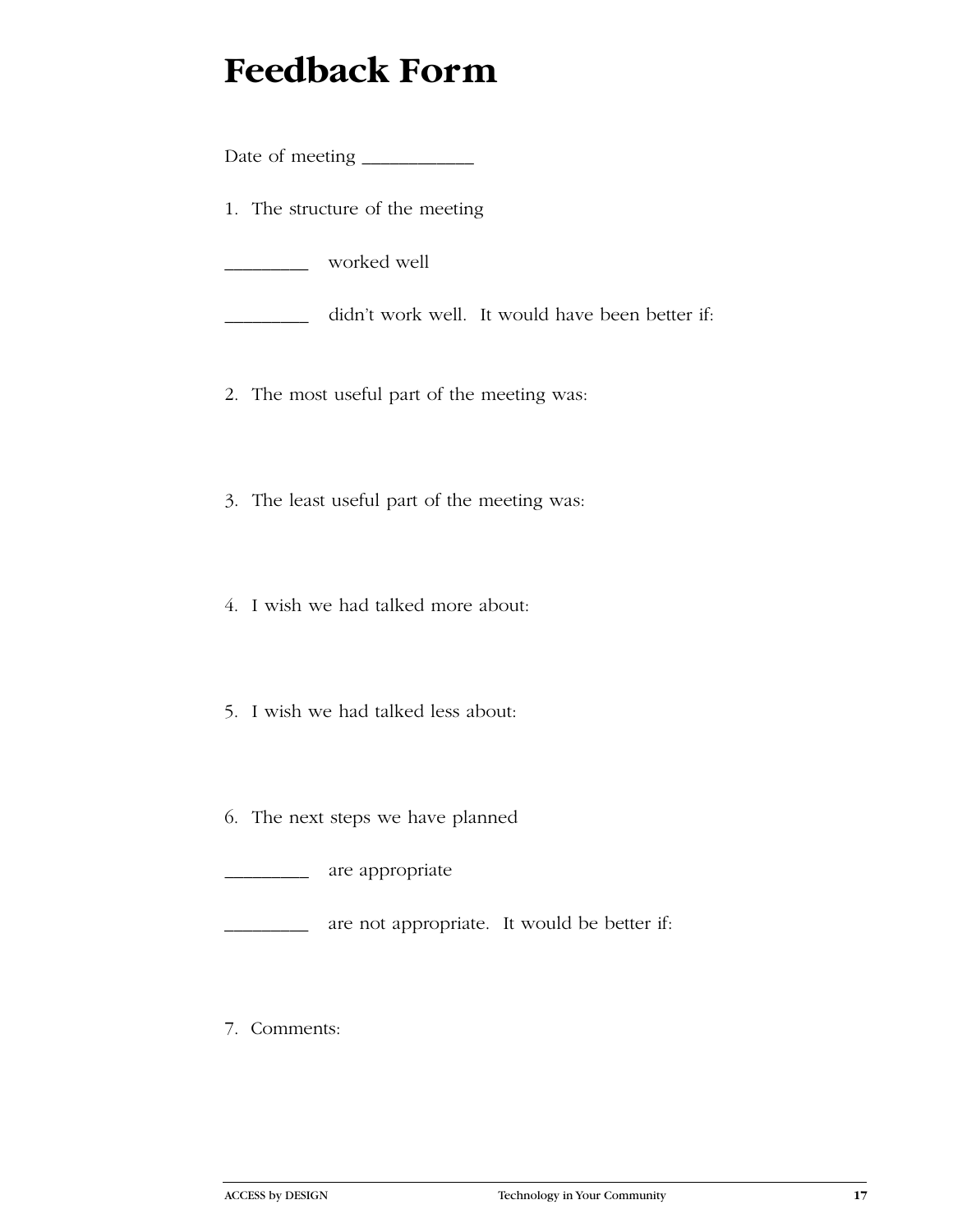# Feedback Form

Date of meeting ____________

1. The structure of the meeting

_________ worked well

_________ didn't work well. It would have been better if:

2. The most useful part of the meeting was:

3. The least useful part of the meeting was:

4. I wish we had talked more about:

5. I wish we had talked less about:

6. The next steps we have planned

_________ are appropriate

_________ are not appropriate. It would be better if:

7. Comments: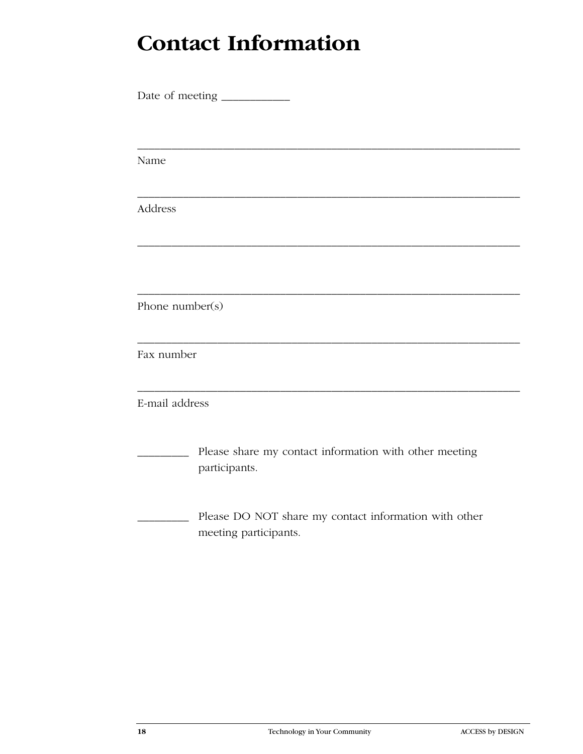# Contact Information

Date of meeting ___________

_______________________________________________________________

Name

_______________________________________________________________

Address

_______________________________________________________________

_______________________________________________________________

Phone number(s)

_______________________________________________________________

Fax number

_______________________________________________________________

E-mail address

_________ Please share my contact information with other meeting participants.

_________ Please DO NOT share my contact information with other meeting participants.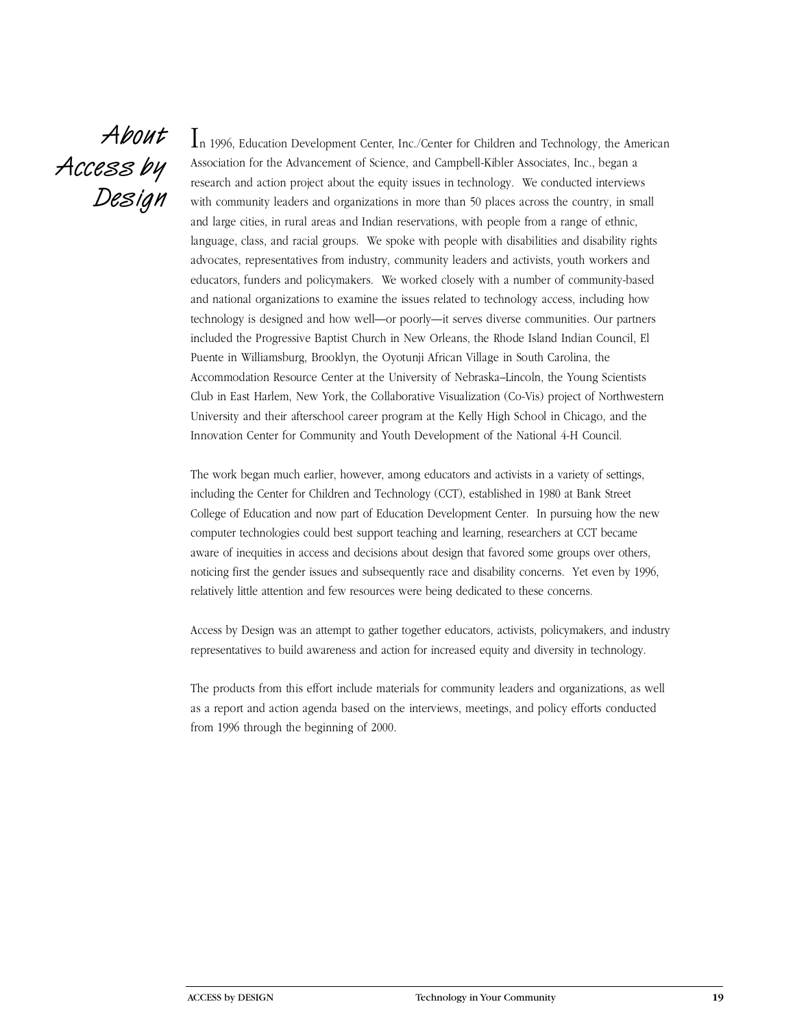# About Access by Design

In 1996, Education Development Center, Inc./Center for Children and Technology, the American Association for the Advancement of Science, and Campbell-Kibler Associates, Inc., began a research and action project about the equity issues in technology. We conducted interviews with community leaders and organizations in more than 50 places across the country, in small and large cities, in rural areas and Indian reservations, with people from a range of ethnic, language, class, and racial groups. We spoke with people with disabilities and disability rights advocates, representatives from industry, community leaders and activists, youth workers and educators, funders and policymakers. We worked closely with a number of community-based and national organizations to examine the issues related to technology access, including how technology is designed and how well—or poorly—it serves diverse communities. Our partners included the Progressive Baptist Church in New Orleans, the Rhode Island Indian Council, El Puente in Williamsburg, Brooklyn, the Oyotunji African Village in South Carolina, the Accommodation Resource Center at the University of Nebraska–Lincoln, the Young Scientists Club in East Harlem, New York, the Collaborative Visualization (Co-Vis) project of Northwestern University and their afterschool career program at the Kelly High School in Chicago, and the Innovation Center for Community and Youth Development of the National 4-H Council.

The work began much earlier, however, among educators and activists in a variety of settings, including the Center for Children and Technology (CCT), established in 1980 at Bank Street College of Education and now part of Education Development Center. In pursuing how the new computer technologies could best support teaching and learning, researchers at CCT became aware of inequities in access and decisions about design that favored some groups over others, noticing first the gender issues and subsequently race and disability concerns. Yet even by 1996, relatively little attention and few resources were being dedicated to these concerns.

Access by Design was an attempt to gather together educators, activists, policymakers, and industry representatives to build awareness and action for increased equity and diversity in technology.

The products from this effort include materials for community leaders and organizations, as well as a report and action agenda based on the interviews, meetings, and policy efforts conducted from 1996 through the beginning of 2000.